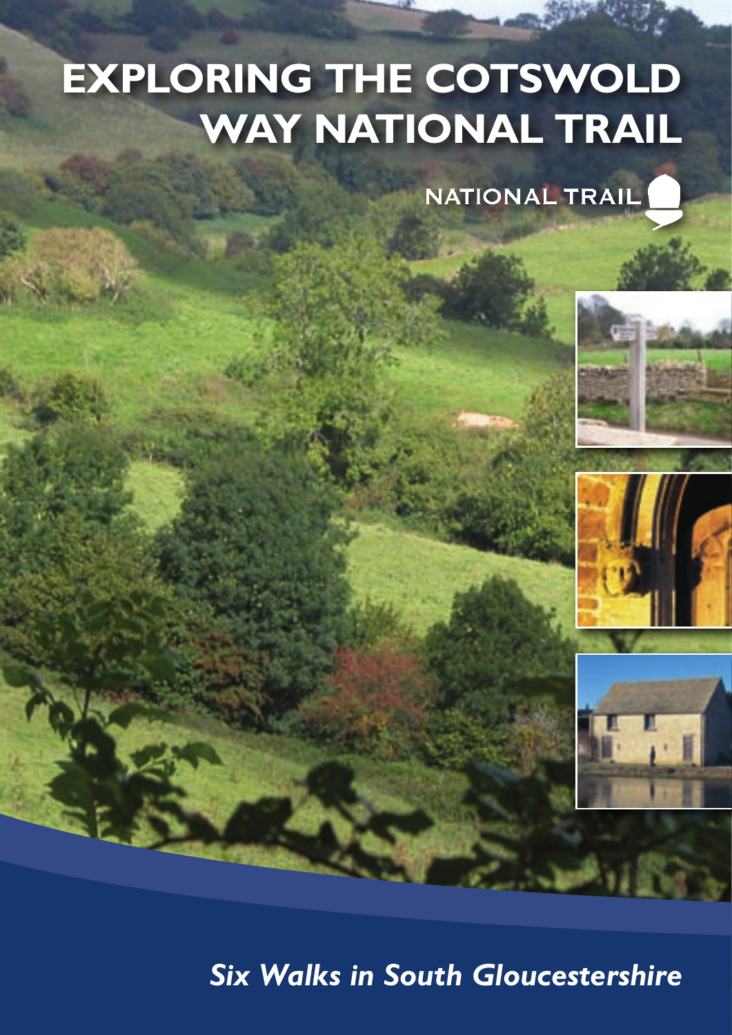# EXPLORING THE COTSWOLD WAY NATIONAL TRAIL

NATIONAL TRAIL

*Six Walks in South Gloucestershire*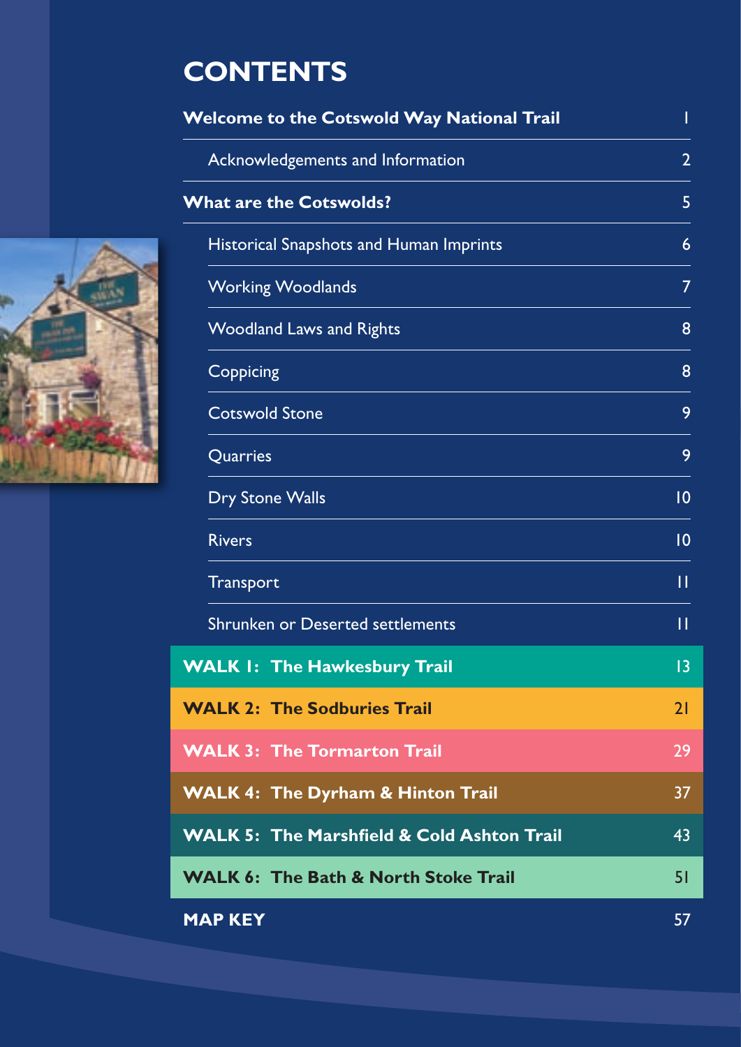# CONTENTS

| | |
|---|---|
| **Welcome to the Cotswold Way National Trail** | **1** |
| Acknowledgements and Information | 2 |
| **What are the Cotswolds?** | **5** |
| Historical Snapshots and Human Imprints | 6 |
| Working Woodlands | 7 |
| Woodland Laws and Rights | 8 |
| Coppicing | 8 |
| Cotswold Stone | 9 |
| Quarries | 9 |
| Dry Stone Walls | 10 |
| Rivers | 10 |
| Transport | 11 |
| Shrunken or Deserted settlements | 11 |
| **WALK 1: The Hawkesbury Trail** | **13** |
| **WALK 2: The Sodburies Trail** | **21** |
| **WALK 3: The Tormarton Trail** | **29** |
| **WALK 4: The Dyrham & Hinton Trail** | **37** |
| **WALK 5: The Marshfield & Cold Ashton Trail** | **43** |
| **WALK 6: The Bath & North Stoke Trail** | **51** |
| **MAP KEY** | **57** |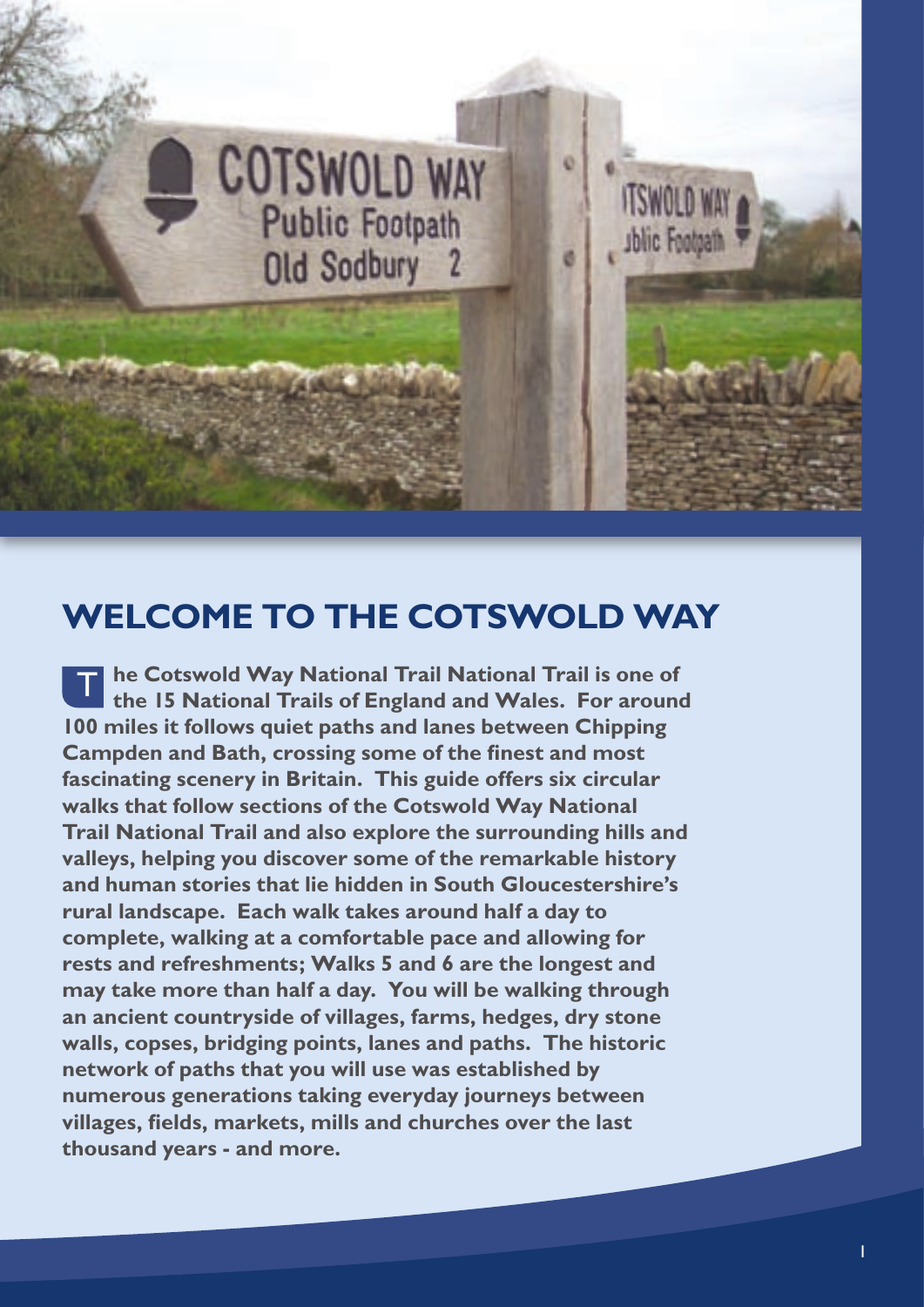## WELCOME TO THE COTSWOLD WAY

**The Cotswold Way National Trail National Trail is one of the 15 National Trails of England and Wales. For around 100 miles it follows quiet paths and lanes between Chipping Campden and Bath, crossing some of the finest and most fascinating scenery in Britain. This guide offers six circular walks that follow sections of the Cotswold Way National Trail National Trail and also explore the surrounding hills and valleys, helping you discover some of the remarkable history and human stories that lie hidden in South Gloucestershire's rural landscape. Each walk takes around half a day to complete, walking at a comfortable pace and allowing for rests and refreshments; Walks 5 and 6 are the longest and may take more than half a day. You will be walking through an ancient countryside of villages, farms, hedges, dry stone walls, copses, bridging points, lanes and paths. The historic network of paths that you will use was established by numerous generations taking everyday journeys between villages, fields, markets, mills and churches over the last thousand years - and more.**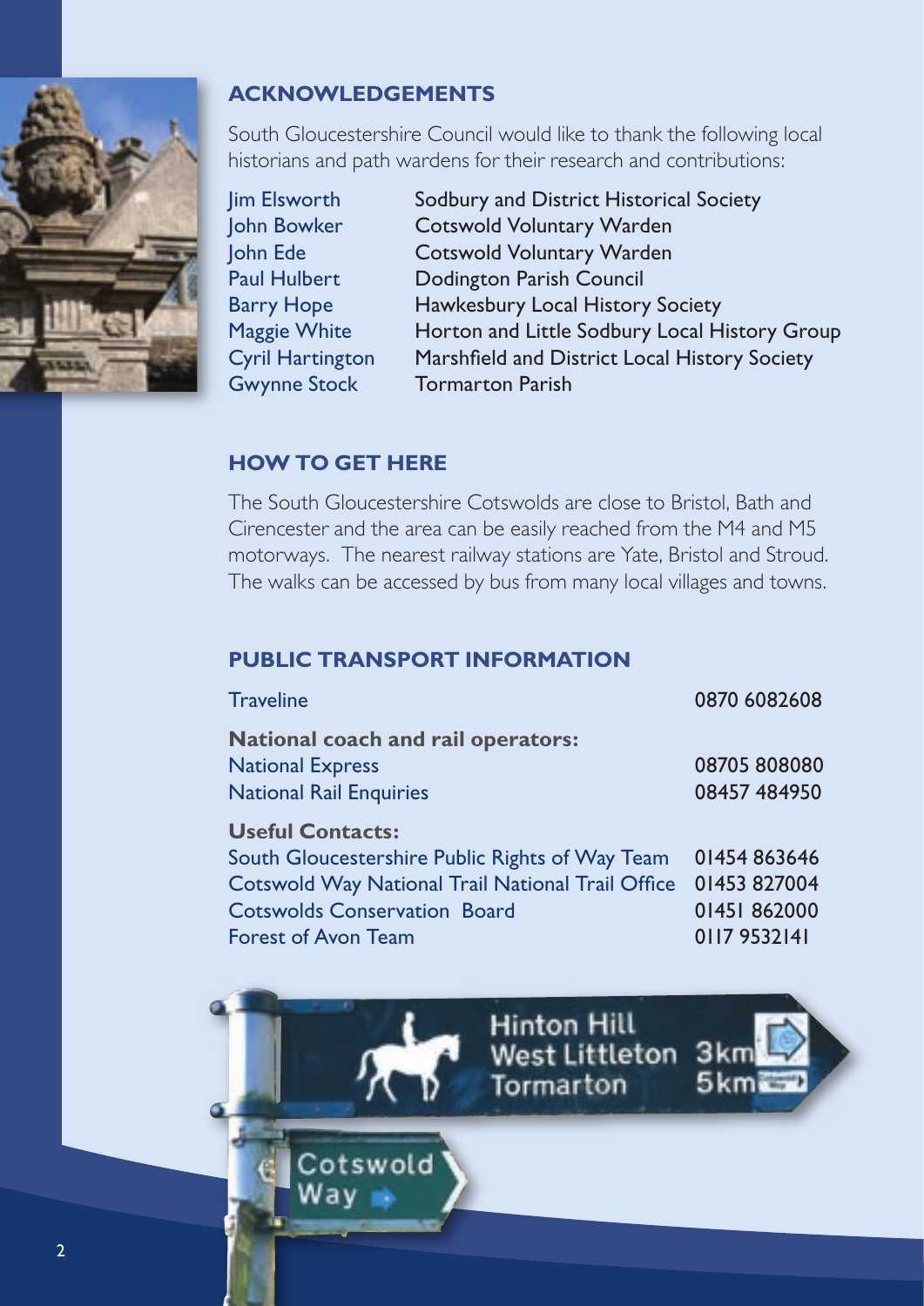## ACKNOWLEDGEMENTS

South Gloucestershire Council would like to thank the following local historians and path wardens for their research and contributions:

| | |
|---|---|
| Jim Elsworth | Sodbury and District Historical Society |
| John Bowker | Cotswold Voluntary Warden |
| John Ede | Cotswold Voluntary Warden |
| Paul Hulbert | Dodington Parish Council |
| Barry Hope | Hawkesbury Local History Society |
| Maggie White | Horton and Little Sodbury Local History Group |
| Cyril Hartington | Marshfield and District Local History Society |
| Gwynne Stock | Tormarton Parish |

## HOW TO GET HERE

The South Gloucestershire Cotswolds are close to Bristol, Bath and Cirencester and the area can be easily reached from the M4 and M5 motorways. The nearest railway stations are Yate, Bristol and Stroud. The walks can be accessed by bus from many local villages and towns.

## PUBLIC TRANSPORT INFORMATION

| | |
|---|---|
| Traveline | 0870 6082608 |
| **National coach and rail operators:** | |
| National Express | 08705 808080 |
| National Rail Enquiries | 08457 484950 |
| **Useful Contacts:** | |
| South Gloucestershire Public Rights of Way Team | 01454 863646 |
| Cotswold Way National Trail National Trail Office | 01453 827004 |
| Cotswolds Conservation Board | 01451 862000 |
| Forest of Avon Team | 0117 9532141 |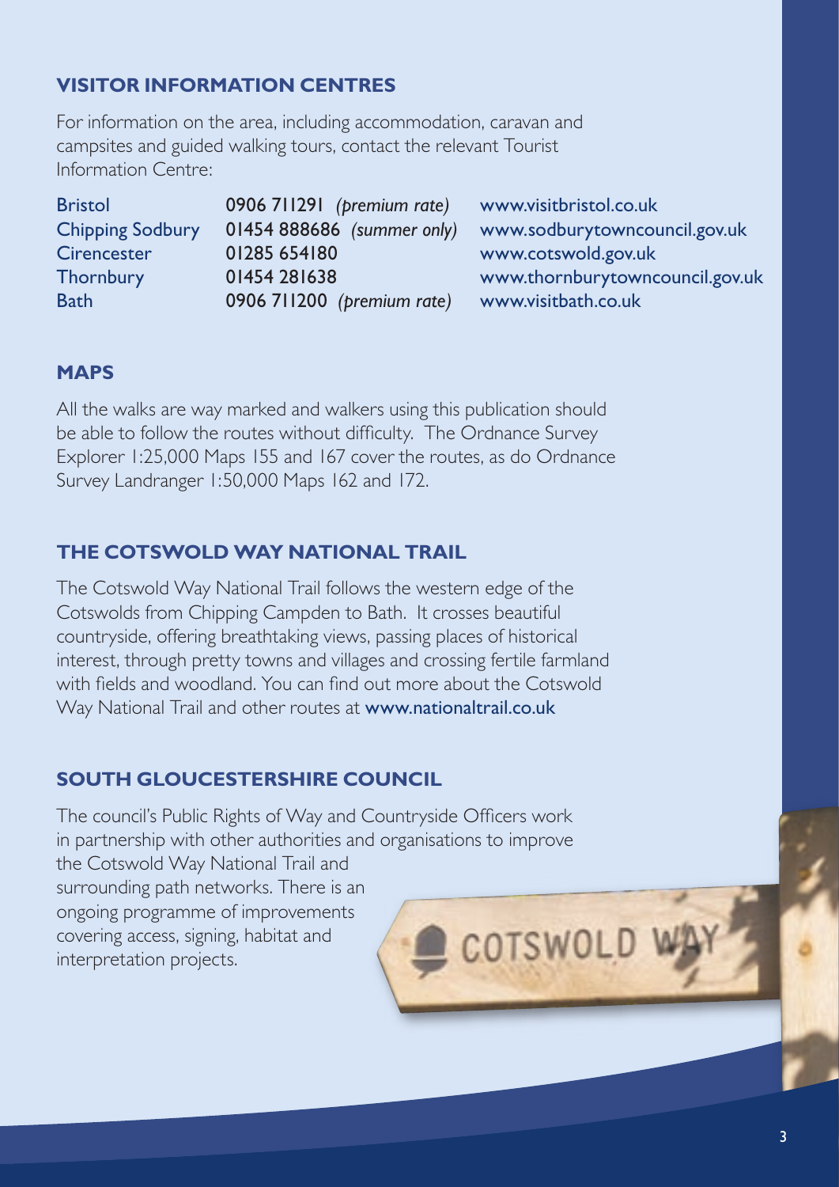## VISITOR INFORMATION CENTRES

For information on the area, including accommodation, caravan and campsites and guided walking tours, contact the relevant Tourist Information Centre:

| | | |
|---|---|---|
| Bristol | 0906 711291 *(premium rate)* | www.visitbristol.co.uk |
| Chipping Sodbury | 01454 888686 *(summer only)* | www.sodburytowncouncil.gov.uk |
| Cirencester | 01285 654180 | www.cotswold.gov.uk |
| Thornbury | 01454 281638 | www.thornburytowncouncil.gov.uk |
| Bath | 0906 711200 *(premium rate)* | www.visitbath.co.uk |

## MAPS

All the walks are way marked and walkers using this publication should be able to follow the routes without difficulty. The Ordnance Survey Explorer 1:25,000 Maps 155 and 167 cover the routes, as do Ordnance Survey Landranger 1:50,000 Maps 162 and 172.

## THE COTSWOLD WAY NATIONAL TRAIL

The Cotswold Way National Trail follows the western edge of the Cotswolds from Chipping Campden to Bath. It crosses beautiful countryside, offering breathtaking views, passing places of historical interest, through pretty towns and villages and crossing fertile farmland with fields and woodland. You can find out more about the Cotswold Way National Trail and other routes at www.nationaltrail.co.uk

## SOUTH GLOUCESTERSHIRE COUNCIL

The council's Public Rights of Way and Countryside Officers work in partnership with other authorities and organisations to improve the Cotswold Way National Trail and surrounding path networks. There is an ongoing programme of improvements covering access, signing, habitat and interpretation projects.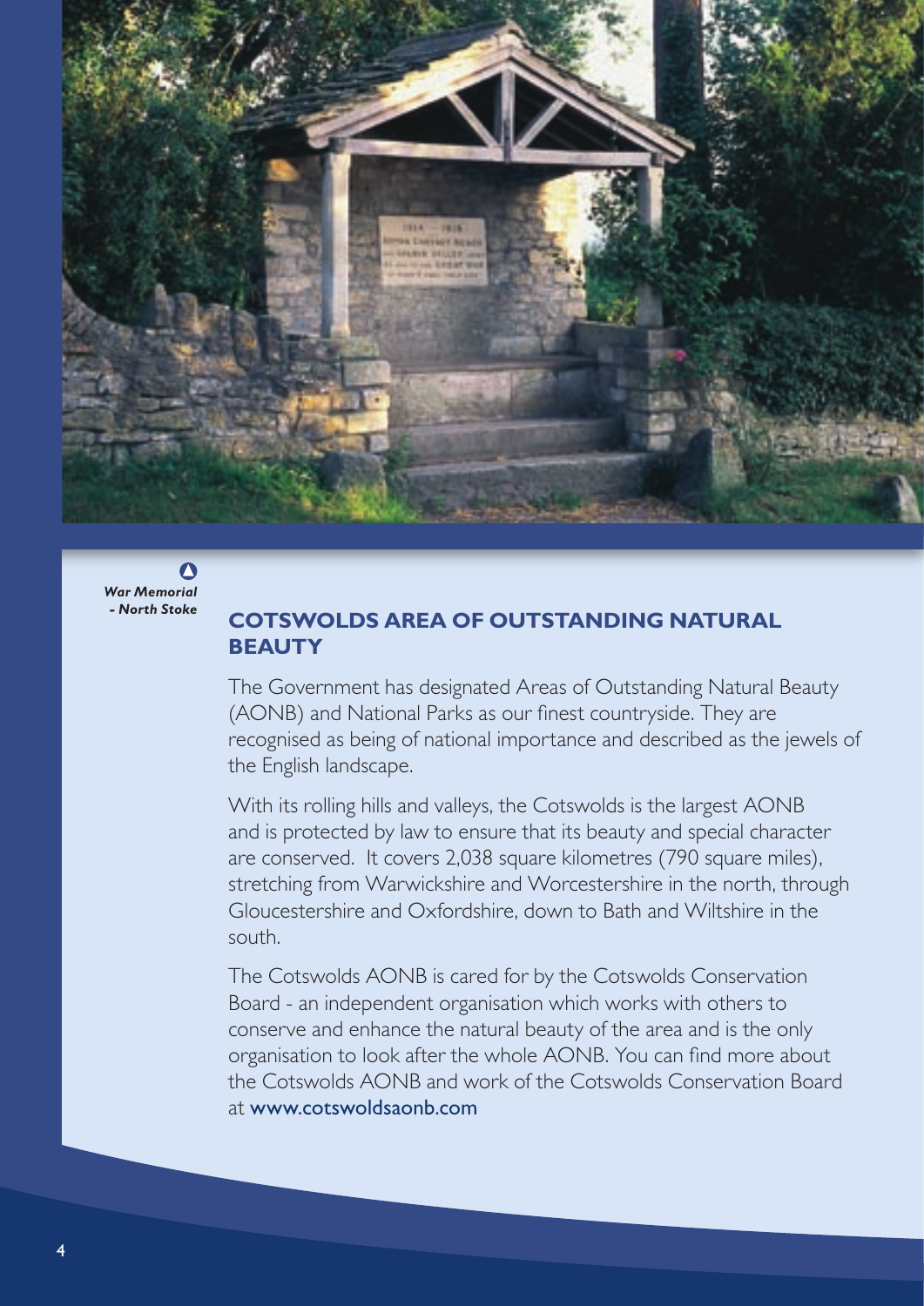*War Memorial - North Stoke*

## COTSWOLDS AREA OF OUTSTANDING NATURAL BEAUTY

The Government has designated Areas of Outstanding Natural Beauty (AONB) and National Parks as our finest countryside. They are recognised as being of national importance and described as the jewels of the English landscape.

With its rolling hills and valleys, the Cotswolds is the largest AONB and is protected by law to ensure that its beauty and special character are conserved. It covers 2,038 square kilometres (790 square miles), stretching from Warwickshire and Worcestershire in the north, through Gloucestershire and Oxfordshire, down to Bath and Wiltshire in the south.

The Cotswolds AONB is cared for by the Cotswolds Conservation Board - an independent organisation which works with others to conserve and enhance the natural beauty of the area and is the only organisation to look after the whole AONB. You can find more about the Cotswolds AONB and work of the Cotswolds Conservation Board at www.cotswoldsaonb.com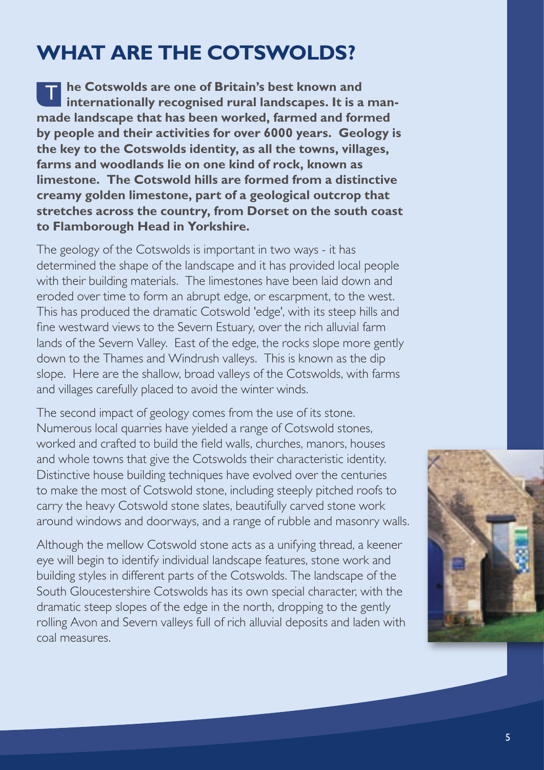# WHAT ARE THE COTSWOLDS?

**The Cotswolds are one of Britain's best known and internationally recognised rural landscapes. It is a man-made landscape that has been worked, farmed and formed by people and their activities for over 6000 years. Geology is the key to the Cotswolds identity, as all the towns, villages, farms and woodlands lie on one kind of rock, known as limestone. The Cotswold hills are formed from a distinctive creamy golden limestone, part of a geological outcrop that stretches across the country, from Dorset on the south coast to Flamborough Head in Yorkshire.**

The geology of the Cotswolds is important in two ways - it has determined the shape of the landscape and it has provided local people with their building materials. The limestones have been laid down and eroded over time to form an abrupt edge, or escarpment, to the west. This has produced the dramatic Cotswold 'edge', with its steep hills and fine westward views to the Severn Estuary, over the rich alluvial farm lands of the Severn Valley. East of the edge, the rocks slope more gently down to the Thames and Windrush valleys. This is known as the dip slope. Here are the shallow, broad valleys of the Cotswolds, with farms and villages carefully placed to avoid the winter winds.

The second impact of geology comes from the use of its stone. Numerous local quarries have yielded a range of Cotswold stones, worked and crafted to build the field walls, churches, manors, houses and whole towns that give the Cotswolds their characteristic identity. Distinctive house building techniques have evolved over the centuries to make the most of Cotswold stone, including steeply pitched roofs to carry the heavy Cotswold stone slates, beautifully carved stone work around windows and doorways, and a range of rubble and masonry walls.

Although the mellow Cotswold stone acts as a unifying thread, a keener eye will begin to identify individual landscape features, stone work and building styles in different parts of the Cotswolds. The landscape of the South Gloucestershire Cotswolds has its own special character, with the dramatic steep slopes of the edge in the north, dropping to the gently rolling Avon and Severn valleys full of rich alluvial deposits and laden with coal measures.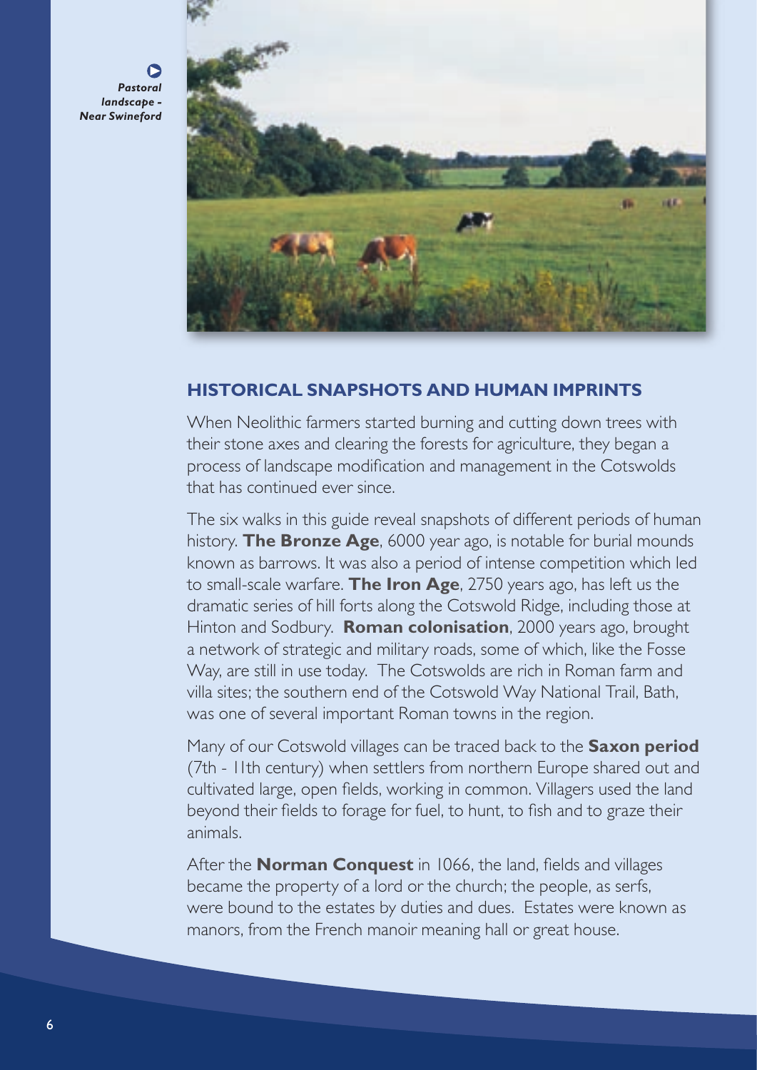*Pastoral landscape - Near Swineford*

## HISTORICAL SNAPSHOTS AND HUMAN IMPRINTS

When Neolithic farmers started burning and cutting down trees with their stone axes and clearing the forests for agriculture, they began a process of landscape modification and management in the Cotswolds that has continued ever since.

The six walks in this guide reveal snapshots of different periods of human history. **The Bronze Age**, 6000 year ago, is notable for burial mounds known as barrows. It was also a period of intense competition which led to small-scale warfare. **The Iron Age**, 2750 years ago, has left us the dramatic series of hill forts along the Cotswold Ridge, including those at Hinton and Sodbury. **Roman colonisation**, 2000 years ago, brought a network of strategic and military roads, some of which, like the Fosse Way, are still in use today. The Cotswolds are rich in Roman farm and villa sites; the southern end of the Cotswold Way National Trail, Bath, was one of several important Roman towns in the region.

Many of our Cotswold villages can be traced back to the **Saxon period** (7th - 11th century) when settlers from northern Europe shared out and cultivated large, open fields, working in common. Villagers used the land beyond their fields to forage for fuel, to hunt, to fish and to graze their animals.

After the **Norman Conquest** in 1066, the land, fields and villages became the property of a lord or the church; the people, as serfs, were bound to the estates by duties and dues. Estates were known as manors, from the French manoir meaning hall or great house.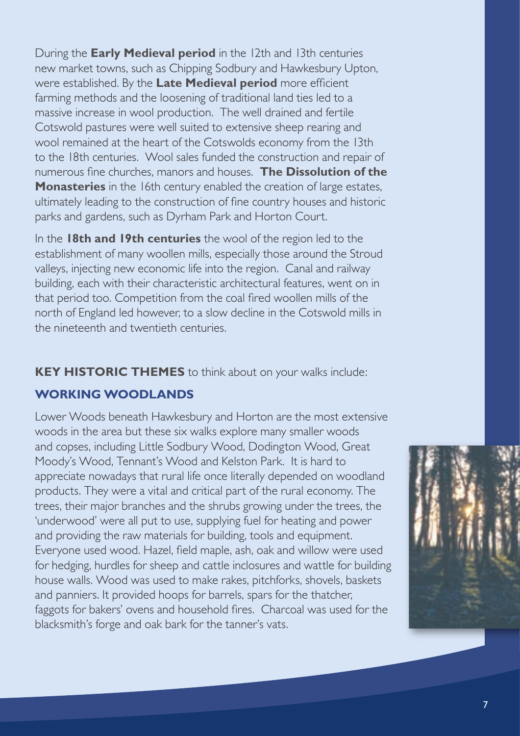During the **Early Medieval period** in the 12th and 13th centuries new market towns, such as Chipping Sodbury and Hawkesbury Upton, were established. By the **Late Medieval period** more efficient farming methods and the loosening of traditional land ties led to a massive increase in wool production. The well drained and fertile Cotswold pastures were well suited to extensive sheep rearing and wool remained at the heart of the Cotswolds economy from the 13th to the 18th centuries. Wool sales funded the construction and repair of numerous fine churches, manors and houses. **The Dissolution of the Monasteries** in the 16th century enabled the creation of large estates, ultimately leading to the construction of fine country houses and historic parks and gardens, such as Dyrham Park and Horton Court.

In the **18th and 19th centuries** the wool of the region led to the establishment of many woollen mills, especially those around the Stroud valleys, injecting new economic life into the region. Canal and railway building, each with their characteristic architectural features, went on in that period too. Competition from the coal fired woollen mills of the north of England led however, to a slow decline in the Cotswold mills in the nineteenth and twentieth centuries.

**KEY HISTORIC THEMES** to think about on your walks include:

## WORKING WOODLANDS

Lower Woods beneath Hawkesbury and Horton are the most extensive woods in the area but these six walks explore many smaller woods and copses, including Little Sodbury Wood, Dodington Wood, Great Moody's Wood, Tennant's Wood and Kelston Park. It is hard to appreciate nowadays that rural life once literally depended on woodland products. They were a vital and critical part of the rural economy. The trees, their major branches and the shrubs growing under the trees, the 'underwood' were all put to use, supplying fuel for heating and power and providing the raw materials for building, tools and equipment. Everyone used wood. Hazel, field maple, ash, oak and willow were used for hedging, hurdles for sheep and cattle inclosures and wattle for building house walls. Wood was used to make rakes, pitchforks, shovels, baskets and panniers. It provided hoops for barrels, spars for the thatcher, faggots for bakers' ovens and household fires. Charcoal was used for the blacksmith's forge and oak bark for the tanner's vats.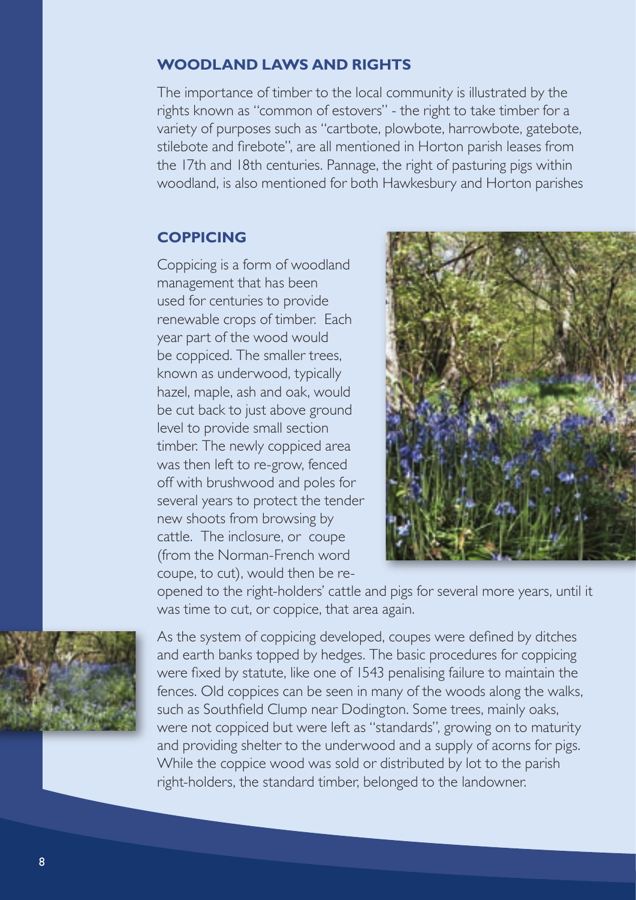## WOODLAND LAWS AND RIGHTS

The importance of timber to the local community is illustrated by the rights known as "common of estovers" - the right to take timber for a variety of purposes such as "cartbote, plowbote, harrowbote, gatebote, stilebote and firebote", are all mentioned in Horton parish leases from the 17th and 18th centuries. Pannage, the right of pasturing pigs within woodland, is also mentioned for both Hawkesbury and Horton parishes

## COPPICING

Coppicing is a form of woodland management that has been used for centuries to provide renewable crops of timber. Each year part of the wood would be coppiced. The smaller trees, known as underwood, typically hazel, maple, ash and oak, would be cut back to just above ground level to provide small section timber. The newly coppiced area was then left to re-grow, fenced off with brushwood and poles for several years to protect the tender new shoots from browsing by cattle. The inclosure, or coupe (from the Norman-French word coupe, to cut), would then be re-opened to the right-holders' cattle and pigs for several more years, until it was time to cut, or coppice, that area again.

As the system of coppicing developed, coupes were defined by ditches and earth banks topped by hedges. The basic procedures for coppicing were fixed by statute, like one of 1543 penalising failure to maintain the fences. Old coppices can be seen in many of the woods along the walks, such as Southfield Clump near Dodington. Some trees, mainly oaks, were not coppiced but were left as "standards", growing on to maturity and providing shelter to the underwood and a supply of acorns for pigs. While the coppice wood was sold or distributed by lot to the parish right-holders, the standard timber, belonged to the landowner.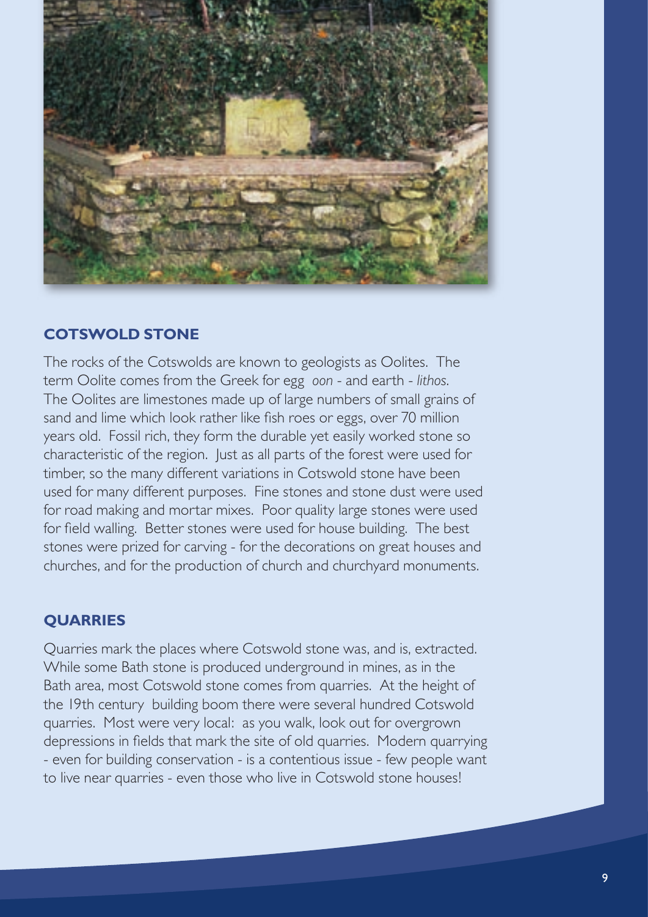## COTSWOLD STONE

The rocks of the Cotswolds are known to geologists as Oolites. The term Oolite comes from the Greek for egg *oon* - and earth - *lithos*. The Oolites are limestones made up of large numbers of small grains of sand and lime which look rather like fish roes or eggs, over 70 million years old. Fossil rich, they form the durable yet easily worked stone so characteristic of the region. Just as all parts of the forest were used for timber, so the many different variations in Cotswold stone have been used for many different purposes. Fine stones and stone dust were used for road making and mortar mixes. Poor quality large stones were used for field walling. Better stones were used for house building. The best stones were prized for carving - for the decorations on great houses and churches, and for the production of church and churchyard monuments.

## QUARRIES

Quarries mark the places where Cotswold stone was, and is, extracted. While some Bath stone is produced underground in mines, as in the Bath area, most Cotswold stone comes from quarries. At the height of the 19th century building boom there were several hundred Cotswold quarries. Most were very local: as you walk, look out for overgrown depressions in fields that mark the site of old quarries. Modern quarrying - even for building conservation - is a contentious issue - few people want to live near quarries - even those who live in Cotswold stone houses!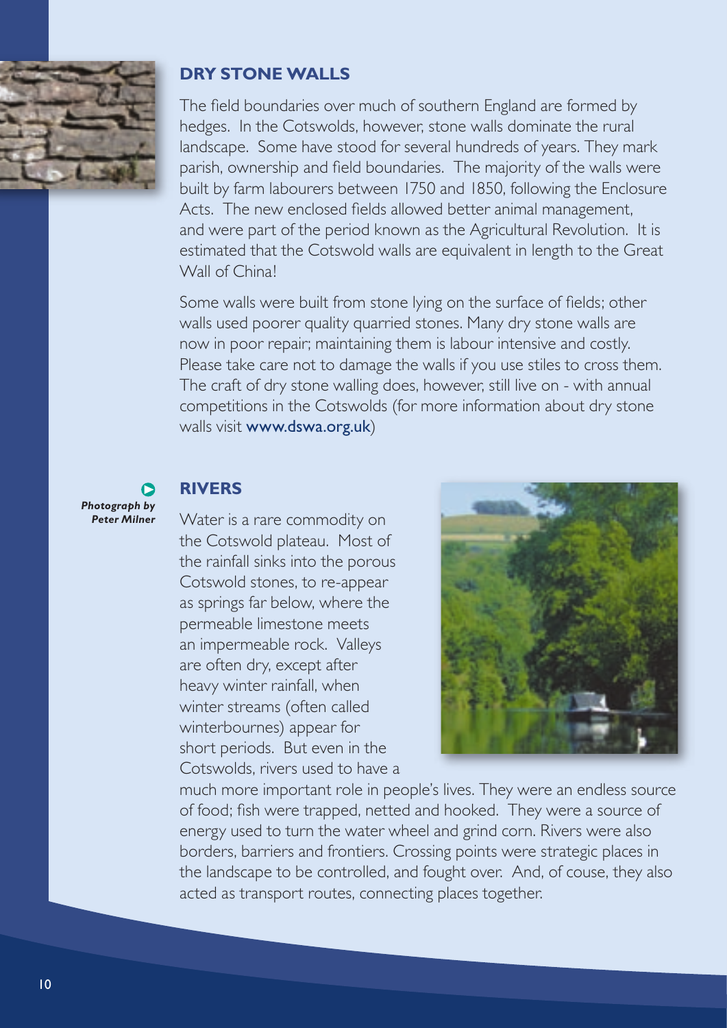## DRY STONE WALLS

The field boundaries over much of southern England are formed by hedges. In the Cotswolds, however, stone walls dominate the rural landscape. Some have stood for several hundreds of years. They mark parish, ownership and field boundaries. The majority of the walls were built by farm labourers between 1750 and 1850, following the Enclosure Acts. The new enclosed fields allowed better animal management, and were part of the period known as the Agricultural Revolution. It is estimated that the Cotswold walls are equivalent in length to the Great Wall of China!

Some walls were built from stone lying on the surface of fields; other walls used poorer quality quarried stones. Many dry stone walls are now in poor repair; maintaining them is labour intensive and costly. Please take care not to damage the walls if you use stiles to cross them. The craft of dry stone walling does, however, still live on - with annual competitions in the Cotswolds (for more information about dry stone walls visit **www.dswa.org.uk**)

***Photograph by Peter Milner***

## RIVERS

Water is a rare commodity on the Cotswold plateau. Most of the rainfall sinks into the porous Cotswold stones, to re-appear as springs far below, where the permeable limestone meets an impermeable rock. Valleys are often dry, except after heavy winter rainfall, when winter streams (often called winterbournes) appear for short periods. But even in the Cotswolds, rivers used to have a much more important role in people's lives. They were an endless source of food; fish were trapped, netted and hooked. They were a source of energy used to turn the water wheel and grind corn. Rivers were also borders, barriers and frontiers. Crossing points were strategic places in the landscape to be controlled, and fought over. And, of couse, they also acted as transport routes, connecting places together.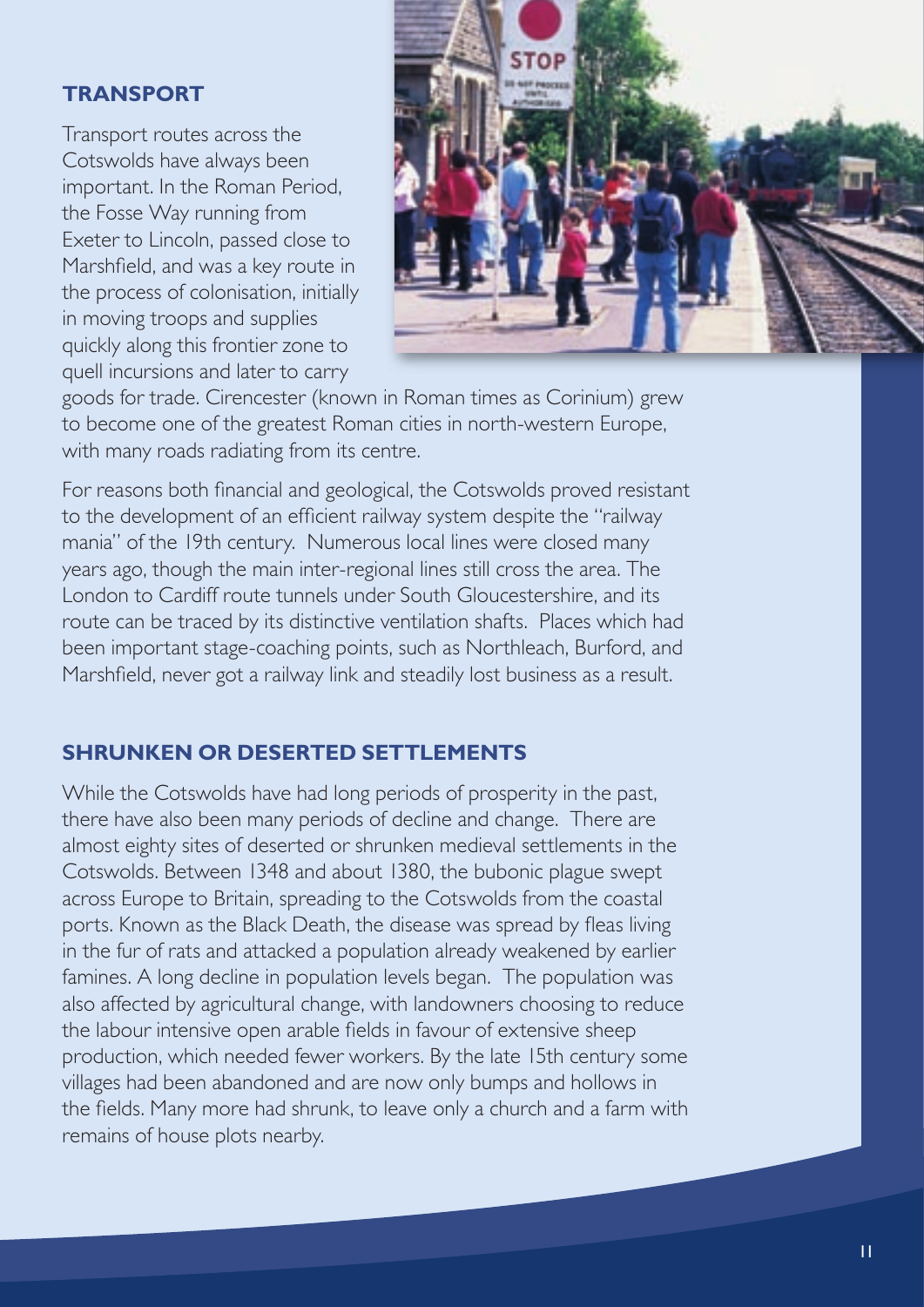## TRANSPORT

Transport routes across the Cotswolds have always been important. In the Roman Period, the Fosse Way running from Exeter to Lincoln, passed close to Marshfield, and was a key route in the process of colonisation, initially in moving troops and supplies quickly along this frontier zone to quell incursions and later to carry goods for trade. Cirencester (known in Roman times as Corinium) grew to become one of the greatest Roman cities in north-western Europe, with many roads radiating from its centre.

For reasons both financial and geological, the Cotswolds proved resistant to the development of an efficient railway system despite the "railway mania" of the 19th century. Numerous local lines were closed many years ago, though the main inter-regional lines still cross the area. The London to Cardiff route tunnels under South Gloucestershire, and its route can be traced by its distinctive ventilation shafts. Places which had been important stage-coaching points, such as Northleach, Burford, and Marshfield, never got a railway link and steadily lost business as a result.

## SHRUNKEN OR DESERTED SETTLEMENTS

While the Cotswolds have had long periods of prosperity in the past, there have also been many periods of decline and change. There are almost eighty sites of deserted or shrunken medieval settlements in the Cotswolds. Between 1348 and about 1380, the bubonic plague swept across Europe to Britain, spreading to the Cotswolds from the coastal ports. Known as the Black Death, the disease was spread by fleas living in the fur of rats and attacked a population already weakened by earlier famines. A long decline in population levels began. The population was also affected by agricultural change, with landowners choosing to reduce the labour intensive open arable fields in favour of extensive sheep production, which needed fewer workers. By the late 15th century some villages had been abandoned and are now only bumps and hollows in the fields. Many more had shrunk, to leave only a church and a farm with remains of house plots nearby.